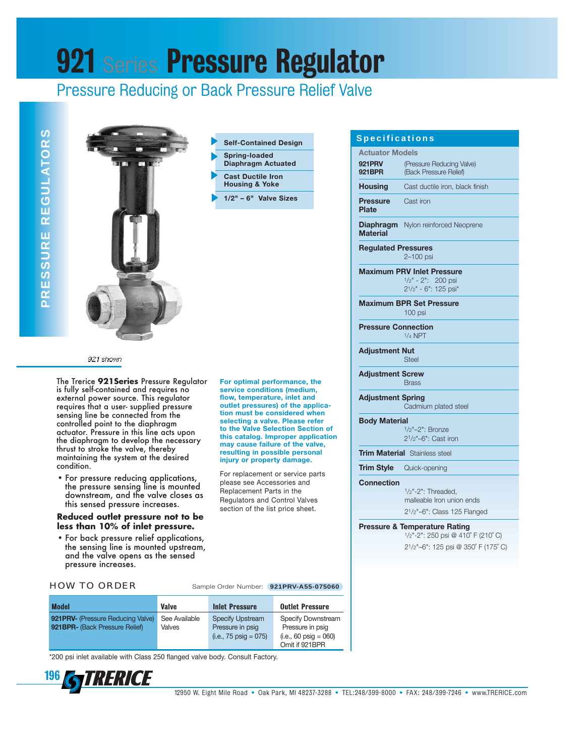# 921 Series Pressure Regulator

## Pressure Reducing or Back Pressure Relief Valve

PRESSURE REGULATORS

- Self-Contained Design
- Spring-loaded Diaphragm Actuated
- Cast Ductile Iron Housing & Yoke
- 1/2" – 6" Valve Sizes

921 shown

The Trerice **921Series** Pressure Regulator is fully self-contained and requires no external power source. This regulator requires that a user- supplied pressure sensing line be connected from the controlled point to the diaphragm actuator. Pressure in this line acts upon the diaphragm to develop the necessary thrust to stroke the valve, thereby maintaining the system at the desired condition.

- For pressure reducing applications, the pressure sensing line is mounted downstream, and the valve closes as this sensed pressure increases.

**Reduced outlet pressure not to be less than 10% of inlet pressure.**

- For back pressure relief applications, the sensing line is mounted upstream, and the valve opens as the sensed pressure increases.

**For optimal performance, the service conditions (medium, flow, temperature, inlet and outlet pressures) of the application must be considered when selecting a valve. Please refer to the Valve Selection Section of this catalog. Improper application may cause failure of the valve, resulting in possible personal injury or property damage.**

For replacement or service parts please see Accessories and Replacement Parts in the Regulators and Control Valves section of the list price sheet.

## Specifications

| | |
|---|---|
| **Actuator Models** | |
| **921PRV** | (Pressure Reducing Valve) |
| **921BPR** | (Back Pressure Relief) |
| **Housing** | Cast ductile iron, black finish |
| **Pressure Plate** | Cast iron |
| **Diaphragm Material** | Nylon reinforced Neoprene |
| **Regulated Pressures** | 2–100 psi |
| **Maximum PRV Inlet Pressure** | 1/2" - 2": 200 psi<br>2 1/2" - 6": 125 psi* |
| **Maximum BPR Set Pressure** | 100 psi |
| **Pressure Connection** | 1/4 NPT |
| **Adjustment Nut** | Steel |
| **Adjustment Screw** | Brass |
| **Adjustment Spring** | Cadmium plated steel |
| **Body Material** | 1/2"–2": Bronze<br>2 1/2"–6": Cast iron |
| **Trim Material** | Stainless steel |
| **Trim Style** | Quick-opening |
| **Connection** | 1/2"-2": Threaded, malleable Iron union ends<br>2 1/2"–6": Class 125 Flanged |
| **Pressure & Temperature Rating** | 1/2"-2": 250 psi @ 410° F (210° C)<br>2 1/2"–6": 125 psi @ 350° F (175° C) |

## HOW TO ORDER

Sample Order Number: **921PRV-A55-075060**

| Model | Valve | Inlet Pressure | Outlet Pressure |
|---|---|---|---|
| **921PRV-** (Pressure Reducing Valve)<br>**921BPR-** (Back Pressure Relief) | See Available Valves | Specify Upstream Pressure in psig (i.e., 75 psig = 075) | Specify Downstream Pressure in psig (i.e., 60 psig = 060) Omit if 921BPR |

*200 psi inlet available with Class 250 flanged valve body. Consult Factory.

TRERICE

12950 W. Eight Mile Road • Oak Park, MI 48237-3288 • TEL:248/399-8000 • FAX: 248/399-7246 • www.TRERICE.com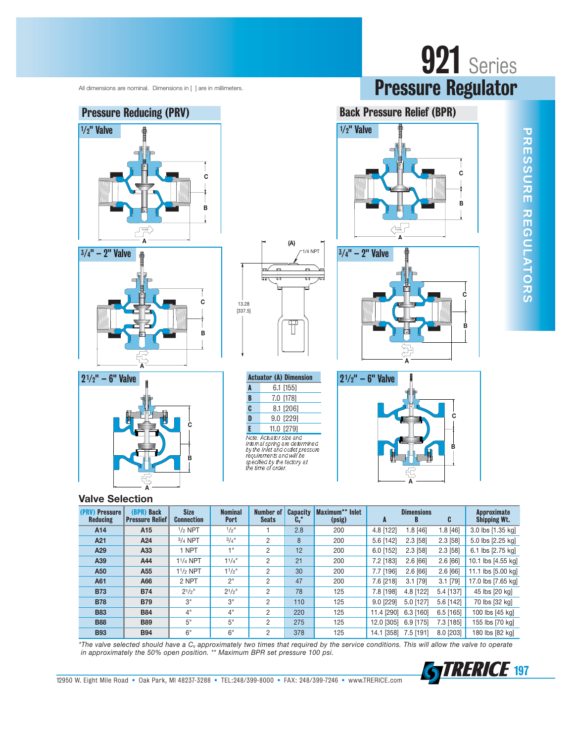# 921 Series
## Pressure Regulator

All dimensions are nominal. Dimensions in [ ] are in millimeters.

### Pressure Reducing (PRV)

½" Valve

¾" – 2" Valve

2½" – 6" Valve

### Back Pressure Relief (BPR)

½" Valve

¾" – 2" Valve

2½" – 6" Valve

(A)
1/4 NPT
13.28
[337.5]

| Actuator (A) Dimension | |
|---|---|
| A | 6.1 [155] |
| B | 7.0 [178] |
| C | 8.1 [206] |
| D | 9.0 [229] |
| E | 11.0 [279] |

*Note: Actuator size and internal spring are determined by the inlet and outlet pressure requirements and will be specified by the factory at the time of order.*

## Valve Selection

| (PRV) Pressure Reducing | (BPR) Back Pressure Relief | Size Connection | Nominal Port | Number of Seats | Capacity $C_v$* | Maximum** Inlet (psig) | Dimensions A | B | C | Approximate Shipping Wt. |
|---|---|---|---|---|---|---|---|---|---|---|
| A14 | A15 | ½ NPT | ½" | 1 | 2.8 | 200 | 4.8 [122] | 1.8 [46] | 1.8 [46] | 3.0 lbs [1.35 kg] |
| A21 | A24 | ¾ NPT | ¾" | 2 | 8 | 200 | 5.6 [142] | 2.3 [58] | 2.3 [58] | 5.0 lbs [2.25 kg] |
| A29 | A33 | 1 NPT | 1" | 2 | 12 | 200 | 6.0 [152] | 2.3 [58] | 2.3 [58] | 6.1 lbs [2.75 kg] |
| A39 | A44 | 1¼ NPT | 1¼" | 2 | 21 | 200 | 7.2 [183] | 2.6 [66] | 2.6 [66] | 10.1 lbs [4.55 kg] |
| A50 | A55 | 1½ NPT | 1½" | 2 | 30 | 200 | 7.7 [196] | 2.6 [66] | 2.6 [66] | 11.1 lbs [5.00 kg] |
| A61 | A66 | 2 NPT | 2" | 2 | 47 | 200 | 7.6 [218] | 3.1 [79] | 3.1 [79] | 17.0 lbs [7.65 kg] |
| B73 | B74 | 2½" | 2½" | 2 | 78 | 125 | 7.8 [198] | 4.8 [122] | 5.4 [137] | 45 lbs [20 kg] |
| B78 | B79 | 3" | 3" | 2 | 110 | 125 | 9.0 [229] | 5.0 [127] | 5.6 [142] | 70 lbs [32 kg] |
| B83 | B84 | 4" | 4" | 2 | 220 | 125 | 11.4 [290] | 6.3 [160] | 6.5 [165] | 100 lbs [45 kg] |
| B88 | B89 | 5" | 5" | 2 | 275 | 125 | 12.0 [305] | 6.9 [175] | 7.3 [185] | 155 lbs [70 kg] |
| B93 | B94 | 6" | 6" | 2 | 378 | 125 | 14.1 [358] | 7.5 [191] | 8.0 [203] | 180 lbs [82 kg] |

*\*The valve selected should have a $C_v$ approximately two times that required by the service conditions. This will allow the valve to operate in approximately the 50% open position. \*\* Maximum BPR set pressure 100 psi.*

12950 W. Eight Mile Road • Oak Park, MI 48237-3288 • TEL:248/399-8000 • FAX: 248/399-7246 • www.TRERICE.com

TRERICE